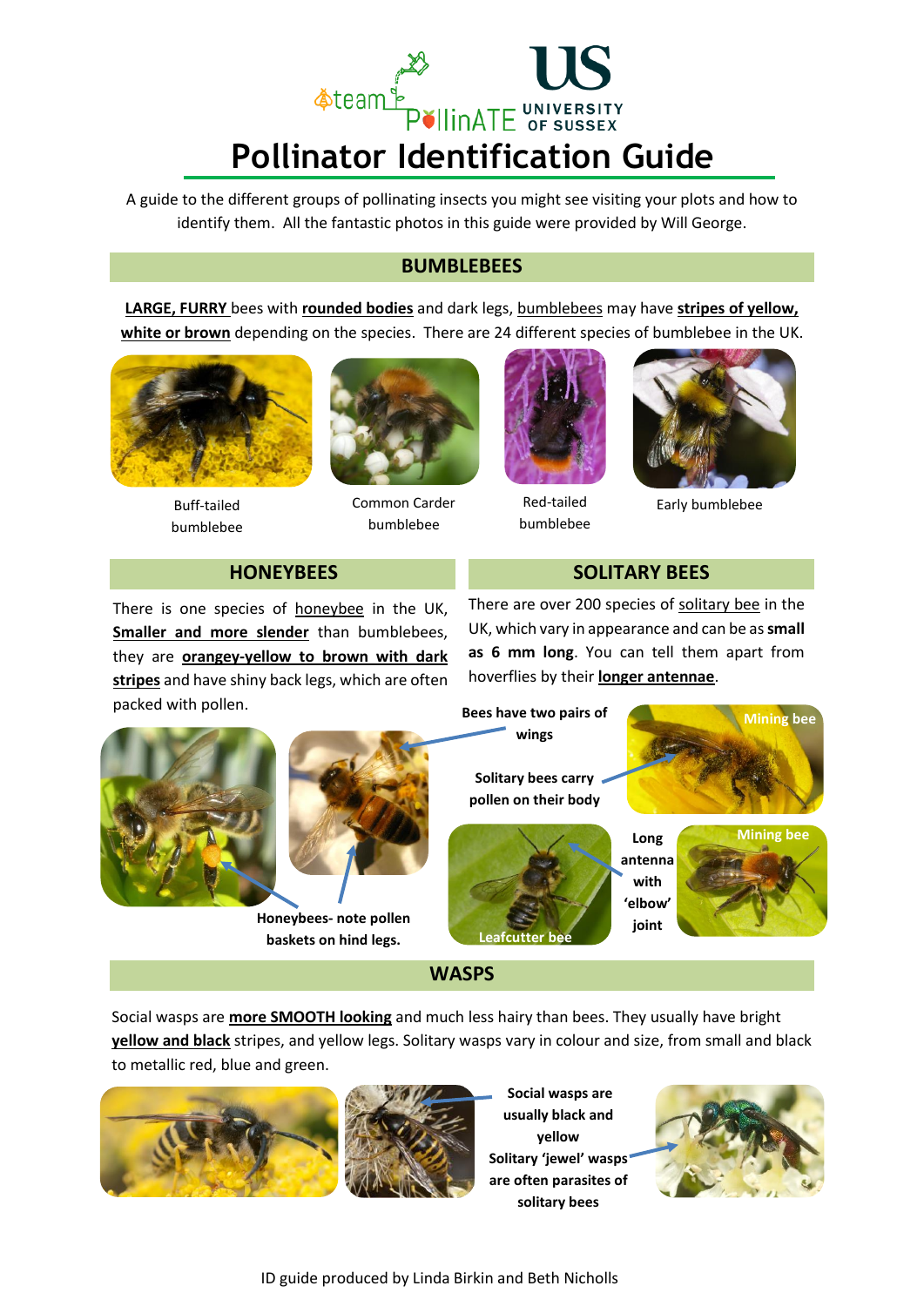team PollinATE — University of Sussex

# Pollinator Identification Guide

A guide to the different groups of pollinating insects you might see visiting your plots and how to identify them. All the fantastic photos in this guide were provided by Will George.

## BUMBLEBEES

**LARGE, FURRY** bees with **rounded bodies** and dark legs, bumblebees may have **stripes of yellow, white or brown** depending on the species. There are 24 different species of bumblebee in the UK.

Buff-tailed bumblebee

Common Carder bumblebee

Red-tailed bumblebee

Early bumblebee

## HONEYBEES

There is one species of honeybee in the UK, **Smaller and more slender** than bumblebees, they are **orangey-yellow to brown with dark stripes** and have shiny back legs, which are often packed with pollen.

**Honeybees- note pollen baskets on hind legs.**

## SOLITARY BEES

There are over 200 species of solitary bee in the UK, which vary in appearance and can be as **small as 6 mm long**. You can tell them apart from hoverflies by their **longer antennae**.

**Bees have two pairs of wings**

**Solitary bees carry pollen on their body**

Mining bee

**Long antenna with 'elbow' joint**

Leafcutter bee

Mining bee

## WASPS

Social wasps are **more SMOOTH looking** and much less hairy than bees. They usually have bright **yellow and black** stripes, and yellow legs. Solitary wasps vary in colour and size, from small and black to metallic red, blue and green.

**Social wasps are usually black and yellow**

**Solitary 'jewel' wasps are often parasites of solitary bees**

ID guide produced by Linda Birkin and Beth Nicholls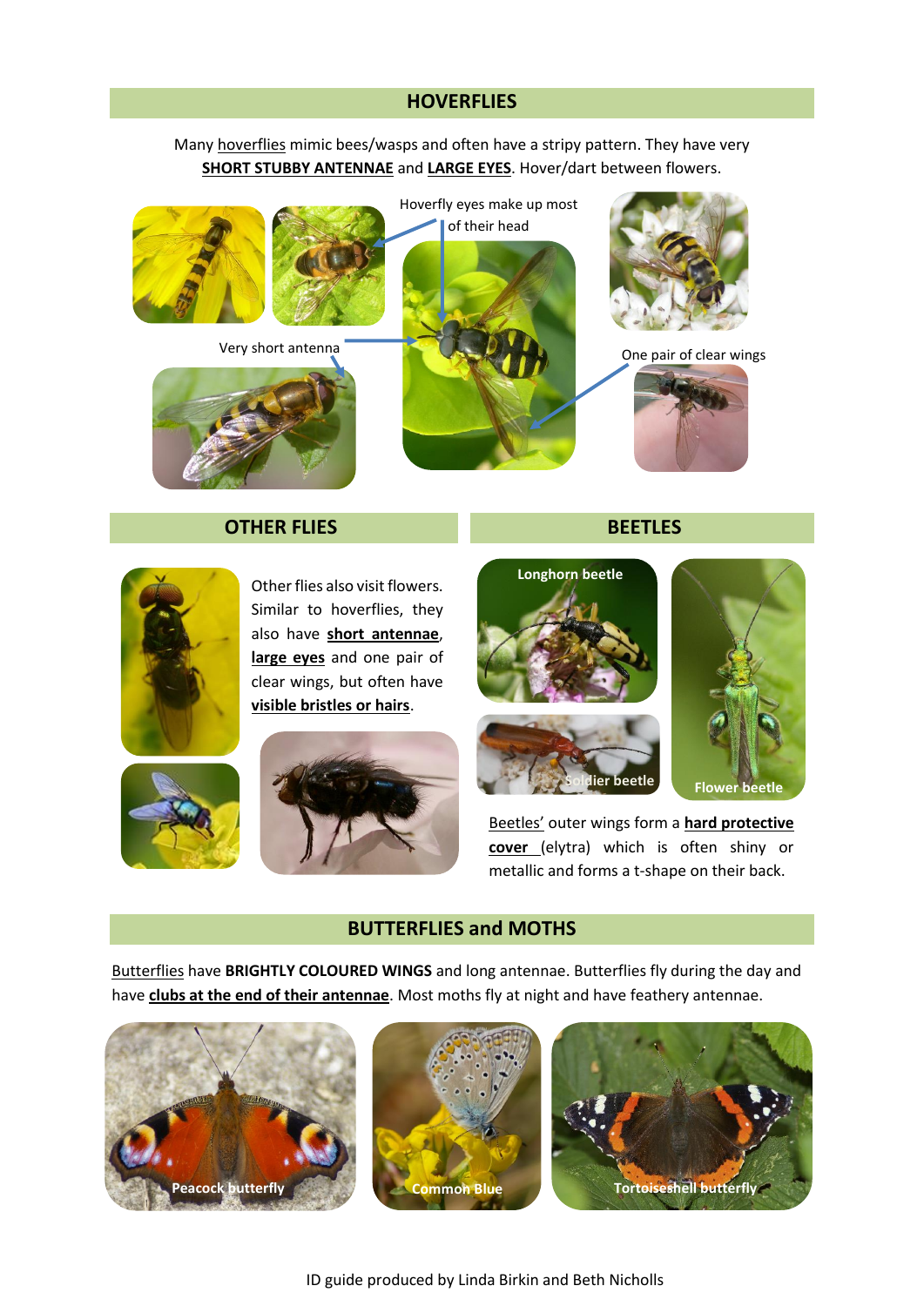## HOVERFLIES

Many hoverflies mimic bees/wasps and often have a stripy pattern. They have very **SHORT STUBBY ANTENNAE** and **LARGE EYES**. Hover/dart between flowers.

Hoverfly eyes make up most of their head

Very short antenna

One pair of clear wings

## OTHER FLIES

Other flies also visit flowers. Similar to hoverflies, they also have **short antennae**, **large eyes** and one pair of clear wings, but often have **visible bristles or hairs**.

## BEETLES

Longhorn beetle

Soldier beetle

Flower beetle

Beetles' outer wings form a **hard protective cover** (elytra) which is often shiny or metallic and forms a t-shape on their back.

## BUTTERFLIES and MOTHS

Butterflies have **BRIGHTLY COLOURED WINGS** and long antennae. Butterflies fly during the day and have **clubs at the end of their antennae**. Most moths fly at night and have feathery antennae.

Peacock butterfly

Common Blue

Tortoiseshell butterfly

ID guide produced by Linda Birkin and Beth Nicholls